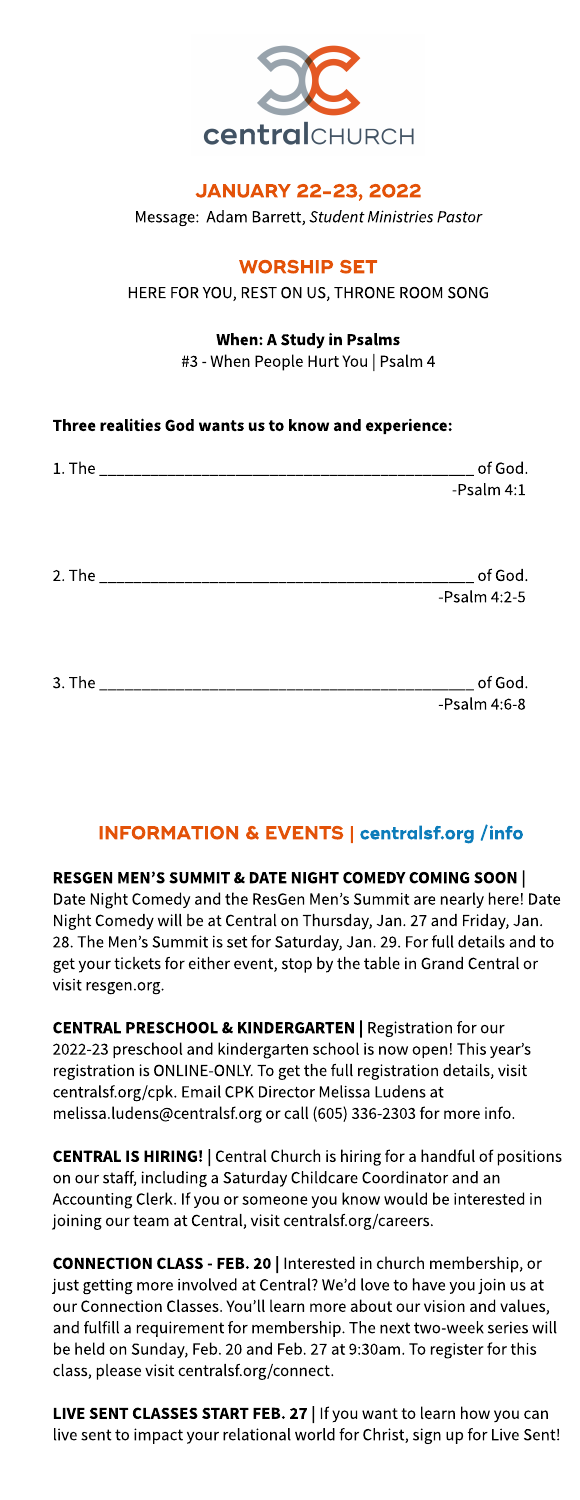centralCHURCH

## JANUARY 22-23, 2022

Message: Adam Barrett, *Student Ministries Pastor*

## WORSHIP SET

HERE FOR YOU, REST ON US, THRONE ROOM SONG

**When: A Study in Psalms**

#3 - When People Hurt You | Psalm 4

**Three realities God wants us to know and experience:**

1. The ____________________________________________ of God.
-Psalm 4:1

2. The ____________________________________________ of God.
-Psalm 4:2-5

3. The ____________________________________________ of God.
-Psalm 4:6-8

## INFORMATION & EVENTS | centralsf.org /info

**RESGEN MEN'S SUMMIT & DATE NIGHT COMEDY COMING SOON |** Date Night Comedy and the ResGen Men's Summit are nearly here! Date Night Comedy will be at Central on Thursday, Jan. 27 and Friday, Jan. 28. The Men's Summit is set for Saturday, Jan. 29. For full details and to get your tickets for either event, stop by the table in Grand Central or visit resgen.org.

**CENTRAL PRESCHOOL & KINDERGARTEN |** Registration for our 2022-23 preschool and kindergarten school is now open! This year's registration is ONLINE-ONLY. To get the full registration details, visit centralsf.org/cpk. Email CPK Director Melissa Ludens at melissa.ludens@centralsf.org or call (605) 336-2303 for more info.

**CENTRAL IS HIRING! |** Central Church is hiring for a handful of positions on our staff, including a Saturday Childcare Coordinator and an Accounting Clerk. If you or someone you know would be interested in joining our team at Central, visit centralsf.org/careers.

**CONNECTION CLASS - FEB. 20 |** Interested in church membership, or just getting more involved at Central? We'd love to have you join us at our Connection Classes. You'll learn more about our vision and values, and fulfill a requirement for membership. The next two-week series will be held on Sunday, Feb. 20 and Feb. 27 at 9:30am. To register for this class, please visit centralsf.org/connect.

**LIVE SENT CLASSES START FEB. 27 |** If you want to learn how you can live sent to impact your relational world for Christ, sign up for Live Sent!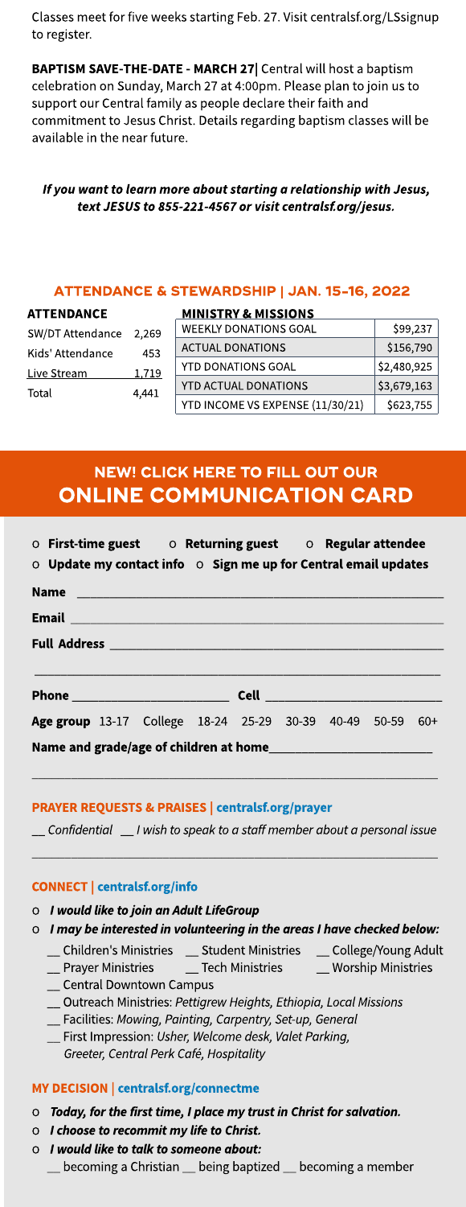Classes meet for five weeks starting Feb. 27. Visit centralsf.org/LSsignup to register.

**BAPTISM SAVE-THE-DATE - MARCH 27|** Central will host a baptism celebration on Sunday, March 27 at 4:00pm. Please plan to join us to support our Central family as people declare their faith and commitment to Jesus Christ. Details regarding baptism classes will be available in the near future.

***If you want to learn more about starting a relationship with Jesus, text JESUS to 855-221-4567 or visit centralsf.org/jesus.***

## ATTENDANCE & STEWARDSHIP | JAN. 15-16, 2022

**ATTENDANCE**

| | |
|---|---|
| SW/DT Attendance | 2,269 |
| Kids' Attendance | 453 |
| Live Stream | 1,719 |
| Total | 4,441 |

**MINISTRY & MISSIONS**

| | |
|---|---|
| WEEKLY DONATIONS GOAL | $99,237 |
| ACTUAL DONATIONS | $156,790 |
| YTD DONATIONS GOAL | $2,480,925 |
| YTD ACTUAL DONATIONS | $3,679,163 |
| YTD INCOME VS EXPENSE (11/30/21) | $623,755 |

## NEW! CLICK HERE TO FILL OUT OUR ONLINE COMMUNICATION CARD

○ **First-time guest** ○ **Returning guest** ○ **Regular attendee**
○ **Update my contact info** ○ **Sign me up for Central email updates**

**Name** ______________________________________________

**Email** ______________________________________________

**Full Address** ________________________________________

______________________________________________________

**Phone** ____________________ **Cell** ______________________

**Age group** 13-17 College 18-24 25-29 30-39 40-49 50-59 60+

**Name and grade/age of children at home**____________________

______________________________________________________

### PRAYER REQUESTS & PRAISES | centralsf.org/prayer

__ *Confidential* __ *I wish to speak to a staff member about a personal issue*

______________________________________________________

### CONNECT | centralsf.org/info

○ ***I would like to join an Adult LifeGroup***
○ ***I may be interested in volunteering in the areas I have checked below:***

__ Children's Ministries __ Student Ministries __ College/Young Adult
__ Prayer Ministries __ Tech Ministries __ Worship Ministries
__ Central Downtown Campus
__ Outreach Ministries: *Pettigrew Heights, Ethiopia, Local Missions*
__ Facilities: *Mowing, Painting, Carpentry, Set-up, General*
__ First Impression: *Usher, Welcome desk, Valet Parking, Greeter, Central Perk Café, Hospitality*

### MY DECISION | centralsf.org/connectme

○ ***Today, for the first time, I place my trust in Christ for salvation.***
○ ***I choose to recommit my life to Christ.***
○ ***I would like to talk to someone about:***

__ becoming a Christian __ being baptized __ becoming a member